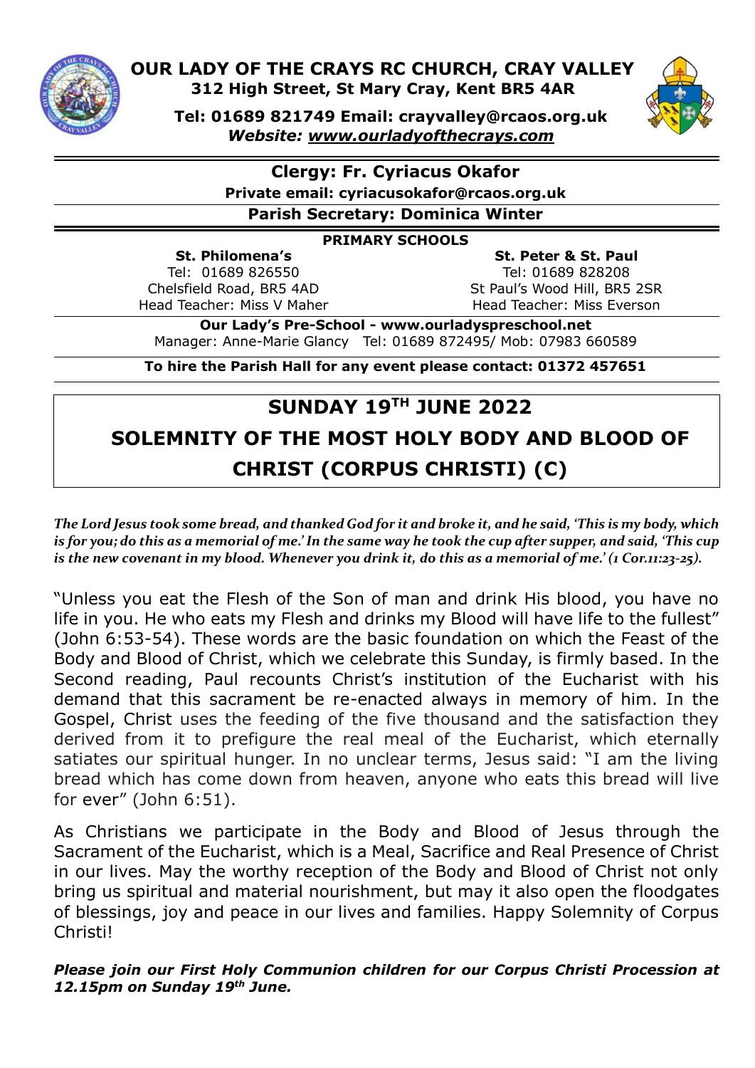# OUR LADY OF THE CRAYS RC CHURCH, CRAY VALLEY

**312 High Street, St Mary Cray, Kent BR5 4AR**

**Tel: 01689 821749 Email: crayvalley@rcaos.org.uk**

***Website: www.ourladyofthecrays.com***

**Clergy: Fr. Cyriacus Okafor**

**Private email: cyriacusokafor@rcaos.org.uk**

**Parish Secretary: Dominica Winter**

**PRIMARY SCHOOLS**

| **St. Philomena's** | **St. Peter & St. Paul** |
|---|---|
| Tel: 01689 826550 | Tel: 01689 828208 |
| Chelsfield Road, BR5 4AD | St Paul's Wood Hill, BR5 2SR |
| Head Teacher: Miss V Maher | Head Teacher: Miss Everson |

**Our Lady's Pre-School - www.ourladyspreschool.net**

Manager: Anne-Marie Glancy Tel: 01689 872495/ Mob: 07983 660589

**To hire the Parish Hall for any event please contact: 01372 457651**

## SUNDAY 19TH JUNE 2022

## SOLEMNITY OF THE MOST HOLY BODY AND BLOOD OF CHRIST (CORPUS CHRISTI) (C)

***The Lord Jesus took some bread, and thanked God for it and broke it, and he said, 'This is my body, which is for you; do this as a memorial of me.' In the same way he took the cup after supper, and said, 'This cup is the new covenant in my blood. Whenever you drink it, do this as a memorial of me.' (1 Cor.11:23-25).***

"Unless you eat the Flesh of the Son of man and drink His blood, you have no life in you. He who eats my Flesh and drinks my Blood will have life to the fullest" (John 6:53-54). These words are the basic foundation on which the Feast of the Body and Blood of Christ, which we celebrate this Sunday, is firmly based. In the Second reading, Paul recounts Christ's institution of the Eucharist with his demand that this sacrament be re-enacted always in memory of him. In the Gospel, Christ uses the feeding of the five thousand and the satisfaction they derived from it to prefigure the real meal of the Eucharist, which eternally satiates our spiritual hunger. In no unclear terms, Jesus said: "I am the living bread which has come down from heaven, anyone who eats this bread will live for ever" (John 6:51).

As Christians we participate in the Body and Blood of Jesus through the Sacrament of the Eucharist, which is a Meal, Sacrifice and Real Presence of Christ in our lives. May the worthy reception of the Body and Blood of Christ not only bring us spiritual and material nourishment, but may it also open the floodgates of blessings, joy and peace in our lives and families. Happy Solemnity of Corpus Christi!

***Please join our First Holy Communion children for our Corpus Christi Procession at 12.15pm on Sunday 19th June.***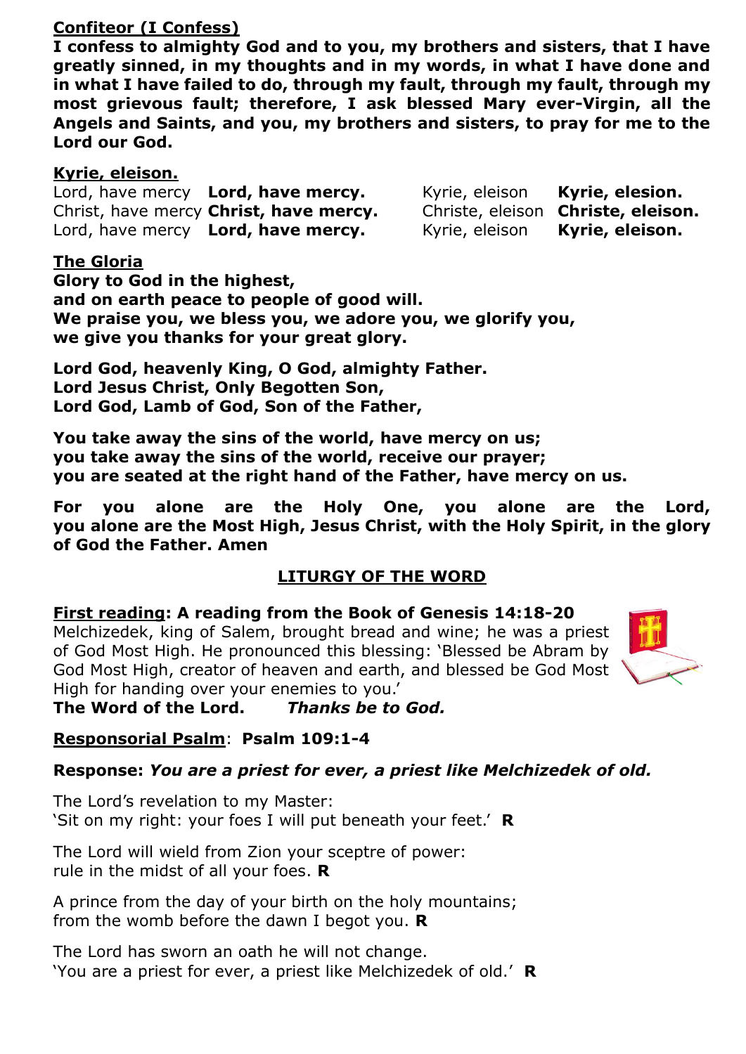**Confiteor (I Confess)**

**I confess to almighty God and to you, my brothers and sisters, that I have greatly sinned, in my thoughts and in my words, in what I have done and in what I have failed to do, through my fault, through my fault, through my most grievous fault; therefore, I ask blessed Mary ever-Virgin, all the Angels and Saints, and you, my brothers and sisters, to pray for me to the Lord our God.**

**Kyrie, eleison.**

Lord, have mercy **Lord, have mercy.**
Christ, have mercy **Christ, have mercy.**
Lord, have mercy **Lord, have mercy.**

Kyrie, eleison **Kyrie, elesion.**
Christe, eleison **Christe, eleison.**
Kyrie, eleison **Kyrie, eleison.**

**The Gloria**

**Glory to God in the highest,**
**and on earth peace to people of good will.**
**We praise you, we bless you, we adore you, we glorify you,**
**we give you thanks for your great glory.**

**Lord God, heavenly King, O God, almighty Father.**
**Lord Jesus Christ, Only Begotten Son,**
**Lord God, Lamb of God, Son of the Father,**

**You take away the sins of the world, have mercy on us;**
**you take away the sins of the world, receive our prayer;**
**you are seated at the right hand of the Father, have mercy on us.**

**For you alone are the Holy One, you alone are the Lord, you alone are the Most High, Jesus Christ, with the Holy Spirit, in the glory of God the Father. Amen**

## LITURGY OF THE WORD

**First reading: A reading from the Book of Genesis 14:18-20**

Melchizedek, king of Salem, brought bread and wine; he was a priest of God Most High. He pronounced this blessing: 'Blessed be Abram by God Most High, creator of heaven and earth, and blessed be God Most High for handing over your enemies to you.'

**The Word of the Lord.** ***Thanks be to God.***

**Responsorial Psalm**: **Psalm 109:1-4**

**Response:** ***You are a priest for ever, a priest like Melchizedek of old.***

The Lord's revelation to my Master:
'Sit on my right: your foes I will put beneath your feet.' **R**

The Lord will wield from Zion your sceptre of power:
rule in the midst of all your foes. **R**

A prince from the day of your birth on the holy mountains;
from the womb before the dawn I begot you. **R**

The Lord has sworn an oath he will not change.
'You are a priest for ever, a priest like Melchizedek of old.' **R**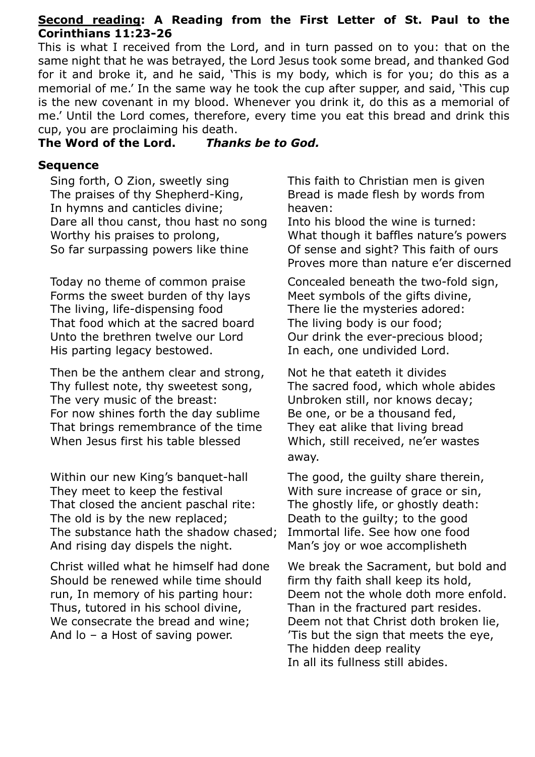**Second reading: A Reading from the First Letter of St. Paul to the Corinthians 11:23-26**

This is what I received from the Lord, and in turn passed on to you: that on the same night that he was betrayed, the Lord Jesus took some bread, and thanked God for it and broke it, and he said, 'This is my body, which is for you; do this as a memorial of me.' In the same way he took the cup after supper, and said, 'This cup is the new covenant in my blood. Whenever you drink it, do this as a memorial of me.' Until the Lord comes, therefore, every time you eat this bread and drink this cup, you are proclaiming his death.

**The Word of the Lord.** ***Thanks be to God.***

**Sequence**

Sing forth, O Zion, sweetly sing
The praises of thy Shepherd-King,
In hymns and canticles divine;
Dare all thou canst, thou hast no song
Worthy his praises to prolong,
So far surpassing powers like thine

Today no theme of common praise
Forms the sweet burden of thy lays
The living, life-dispensing food
That food which at the sacred board
Unto the brethren twelve our Lord
His parting legacy bestowed.

Then be the anthem clear and strong,
Thy fullest note, thy sweetest song,
The very music of the breast:
For now shines forth the day sublime
That brings remembrance of the time
When Jesus first his table blessed

Within our new King's banquet-hall
They meet to keep the festival
That closed the ancient paschal rite:
The old is by the new replaced;
The substance hath the shadow chased;
And rising day dispels the night.

Christ willed what he himself had done
Should be renewed while time should
run, In memory of his parting hour:
Thus, tutored in his school divine,
We consecrate the bread and wine;
And lo – a Host of saving power.

This faith to Christian men is given
Bread is made flesh by words from
heaven:
Into his blood the wine is turned:
What though it baffles nature's powers
Of sense and sight? This faith of ours
Proves more than nature e'er discerned

Concealed beneath the two-fold sign,
Meet symbols of the gifts divine,
There lie the mysteries adored:
The living body is our food;
Our drink the ever-precious blood;
In each, one undivided Lord.

Not he that eateth it divides
The sacred food, which whole abides
Unbroken still, nor knows decay;
Be one, or be a thousand fed,
They eat alike that living bread
Which, still received, ne'er wastes
away.

The good, the guilty share therein,
With sure increase of grace or sin,
The ghostly life, or ghostly death:
Death to the guilty; to the good
Immortal life. See how one food
Man's joy or woe accomplisheth

We break the Sacrament, but bold and
firm thy faith shall keep its hold,
Deem not the whole doth more enfold.
Than in the fractured part resides.
Deem not that Christ doth broken lie,
'Tis but the sign that meets the eye,
The hidden deep reality
In all its fullness still abides.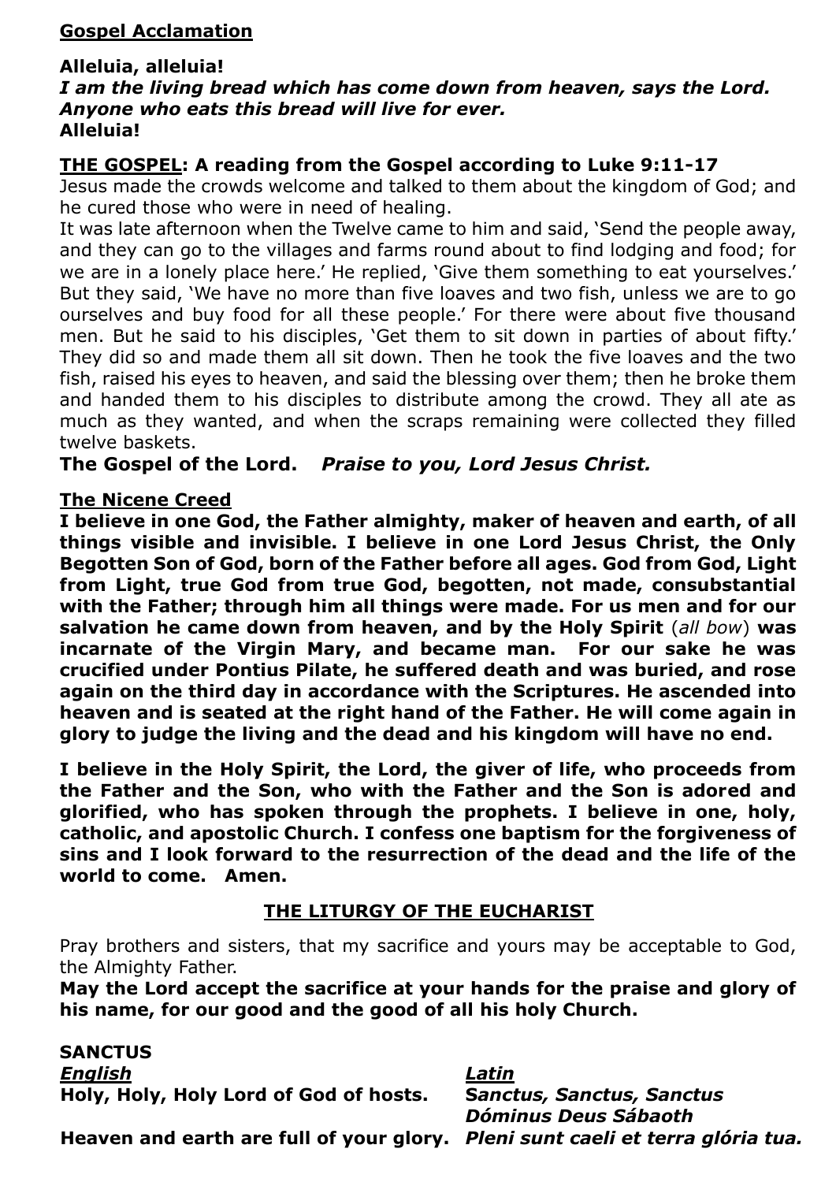**Gospel Acclamation**

**Alleluia, alleluia!**
***I am the living bread which has come down from heaven, says the Lord.***
***Anyone who eats this bread will live for ever.***
**Alleluia!**

**THE GOSPEL: A reading from the Gospel according to Luke 9:11-17**

Jesus made the crowds welcome and talked to them about the kingdom of God; and he cured those who were in need of healing.

It was late afternoon when the Twelve came to him and said, 'Send the people away, and they can go to the villages and farms round about to find lodging and food; for we are in a lonely place here.' He replied, 'Give them something to eat yourselves.' But they said, 'We have no more than five loaves and two fish, unless we are to go ourselves and buy food for all these people.' For there were about five thousand men. But he said to his disciples, 'Get them to sit down in parties of about fifty.' They did so and made them all sit down. Then he took the five loaves and the two fish, raised his eyes to heaven, and said the blessing over them; then he broke them and handed them to his disciples to distribute among the crowd. They all ate as much as they wanted, and when the scraps remaining were collected they filled twelve baskets.

**The Gospel of the Lord.** ***Praise to you, Lord Jesus Christ.***

**The Nicene Creed**

**I believe in one God, the Father almighty, maker of heaven and earth, of all things visible and invisible. I believe in one Lord Jesus Christ, the Only Begotten Son of God, born of the Father before all ages. God from God, Light from Light, true God from true God, begotten, not made, consubstantial with the Father; through him all things were made. For us men and for our salvation he came down from heaven, and by the Holy Spirit** (*all bow*) **was incarnate of the Virgin Mary, and became man. For our sake he was crucified under Pontius Pilate, he suffered death and was buried, and rose again on the third day in accordance with the Scriptures. He ascended into heaven and is seated at the right hand of the Father. He will come again in glory to judge the living and the dead and his kingdom will have no end.**

**I believe in the Holy Spirit, the Lord, the giver of life, who proceeds from the Father and the Son, who with the Father and the Son is adored and glorified, who has spoken through the prophets. I believe in one, holy, catholic, and apostolic Church. I confess one baptism for the forgiveness of sins and I look forward to the resurrection of the dead and the life of the world to come. Amen.**

## THE LITURGY OF THE EUCHARIST

Pray brothers and sisters, that my sacrifice and yours may be acceptable to God, the Almighty Father.

**May the Lord accept the sacrifice at your hands for the praise and glory of his name, for our good and the good of all his holy Church.**

**SANCTUS**

| ***English*** | ***Latin*** |
|---|---|
| **Holy, Holy, Holy Lord of God of hosts.** | ***Sanctus, Sanctus, Sanctus Dóminus Deus Sábaoth*** |
| **Heaven and earth are full of your glory.** | ***Pleni sunt caeli et terra glória tua.*** |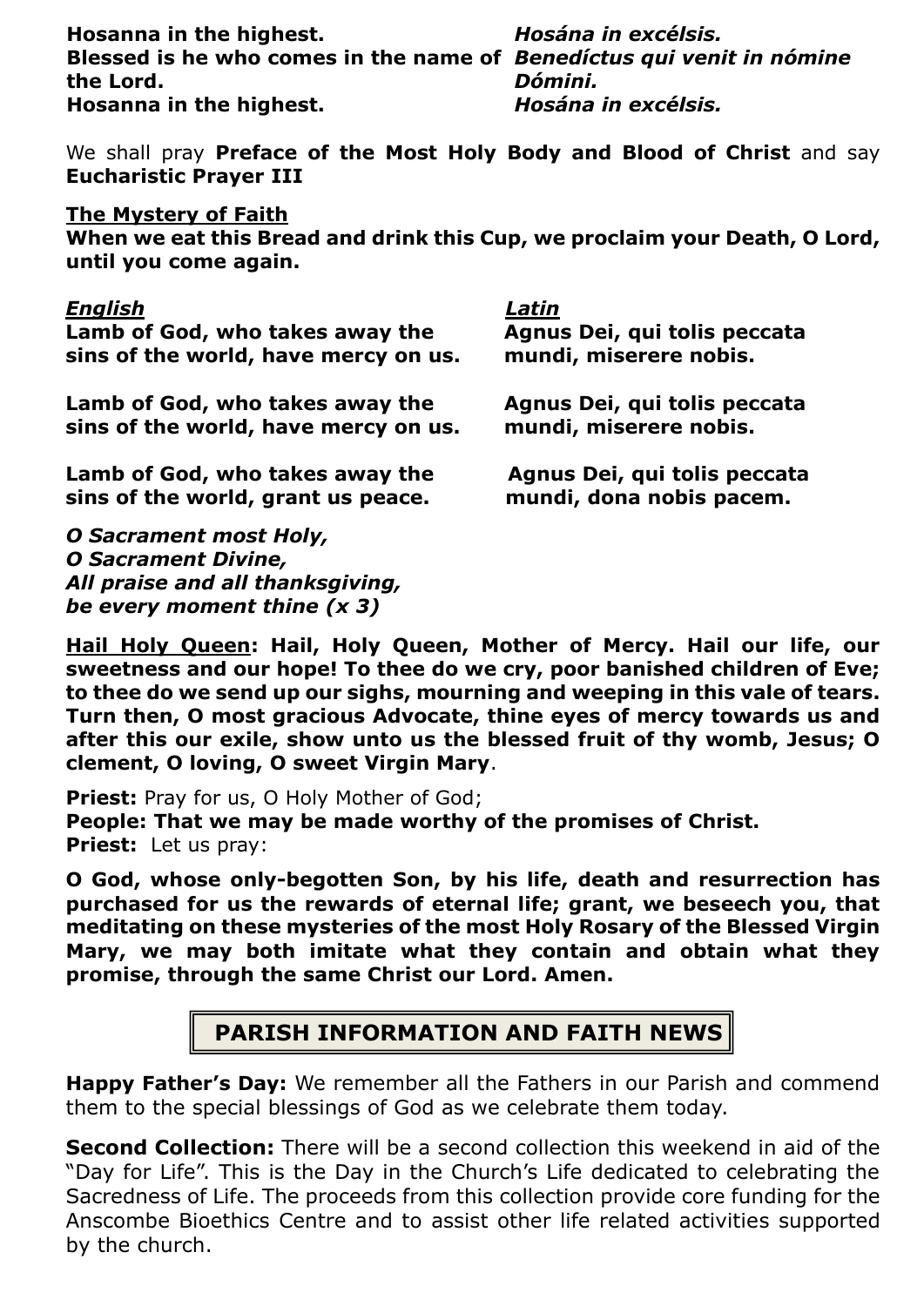| | |
|---|---|
| **Hosanna in the highest.** | ***Hosána in excélsis.*** |
| **Blessed is he who comes in the name of the Lord.** | ***Benedíctus qui venit in nómine Dómini.*** |
| **Hosanna in the highest.** | ***Hosána in excélsis.*** |

We shall pray **Preface of the Most Holy Body and Blood of Christ** and say **Eucharistic Prayer III**

**The Mystery of Faith**
**When we eat this Bread and drink this Cup, we proclaim your Death, O Lord, until you come again.**

| ***English*** | ***Latin*** |
|---|---|
| **Lamb of God, who takes away the sins of the world, have mercy on us.** | **Agnus Dei, qui tolis peccata mundi, miserere nobis.** |
| **Lamb of God, who takes away the sins of the world, have mercy on us.** | **Agnus Dei, qui tolis peccata mundi, miserere nobis.** |
| **Lamb of God, who takes away the sins of the world, grant us peace.** | **Agnus Dei, qui tolis peccata mundi, dona nobis pacem.** |

***O Sacrament most Holy,***
***O Sacrament Divine,***
***All praise and all thanksgiving,***
***be every moment thine (x 3)***

**Hail Holy Queen: Hail, Holy Queen, Mother of Mercy. Hail our life, our sweetness and our hope! To thee do we cry, poor banished children of Eve; to thee do we send up our sighs, mourning and weeping in this vale of tears. Turn then, O most gracious Advocate, thine eyes of mercy towards us and after this our exile, show unto us the blessed fruit of thy womb, Jesus; O clement, O loving, O sweet Virgin Mary**.

**Priest:** Pray for us, O Holy Mother of God;
**People: That we may be made worthy of the promises of Christ.**
**Priest:** Let us pray:

**O God, whose only-begotten Son, by his life, death and resurrection has purchased for us the rewards of eternal life; grant, we beseech you, that meditating on these mysteries of the most Holy Rosary of the Blessed Virgin Mary, we may both imitate what they contain and obtain what they promise, through the same Christ our Lord. Amen.**

## PARISH INFORMATION AND FAITH NEWS

**Happy Father's Day:** We remember all the Fathers in our Parish and commend them to the special blessings of God as we celebrate them today.

**Second Collection:** There will be a second collection this weekend in aid of the "Day for Life". This is the Day in the Church's Life dedicated to celebrating the Sacredness of Life. The proceeds from this collection provide core funding for the Anscombe Bioethics Centre and to assist other life related activities supported by the church.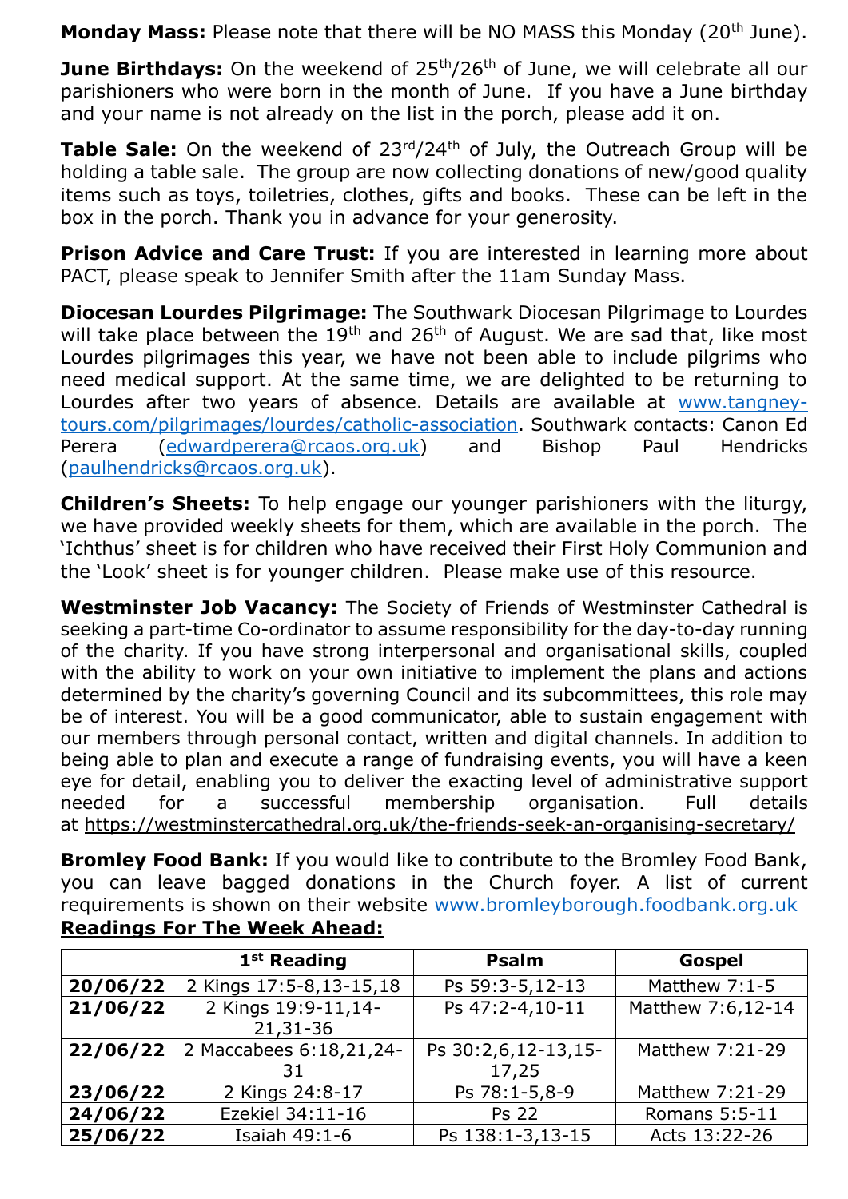**Monday Mass:** Please note that there will be NO MASS this Monday (20th June).

**June Birthdays:** On the weekend of 25th/26th of June, we will celebrate all our parishioners who were born in the month of June. If you have a June birthday and your name is not already on the list in the porch, please add it on.

**Table Sale:** On the weekend of 23rd/24th of July, the Outreach Group will be holding a table sale. The group are now collecting donations of new/good quality items such as toys, toiletries, clothes, gifts and books. These can be left in the box in the porch. Thank you in advance for your generosity.

**Prison Advice and Care Trust:** If you are interested in learning more about PACT, please speak to Jennifer Smith after the 11am Sunday Mass.

**Diocesan Lourdes Pilgrimage:** The Southwark Diocesan Pilgrimage to Lourdes will take place between the 19th and 26th of August. We are sad that, like most Lourdes pilgrimages this year, we have not been able to include pilgrims who need medical support. At the same time, we are delighted to be returning to Lourdes after two years of absence. Details are available at www.tangney-tours.com/pilgrimages/lourdes/catholic-association. Southwark contacts: Canon Ed Perera (edwardperera@rcaos.org.uk) and Bishop Paul Hendricks (paulhendricks@rcaos.org.uk).

**Children's Sheets:** To help engage our younger parishioners with the liturgy, we have provided weekly sheets for them, which are available in the porch. The 'Ichthus' sheet is for children who have received their First Holy Communion and the 'Look' sheet is for younger children. Please make use of this resource.

**Westminster Job Vacancy:** The Society of Friends of Westminster Cathedral is seeking a part-time Co-ordinator to assume responsibility for the day-to-day running of the charity. If you have strong interpersonal and organisational skills, coupled with the ability to work on your own initiative to implement the plans and actions determined by the charity's governing Council and its subcommittees, this role may be of interest. You will be a good communicator, able to sustain engagement with our members through personal contact, written and digital channels. In addition to being able to plan and execute a range of fundraising events, you will have a keen eye for detail, enabling you to deliver the exacting level of administrative support needed for a successful membership organisation. Full details at https://westminstercathedral.org.uk/the-friends-seek-an-organising-secretary/

**Bromley Food Bank:** If you would like to contribute to the Bromley Food Bank, you can leave bagged donations in the Church foyer. A list of current requirements is shown on their website www.bromleyborough.foodbank.org.uk

**Readings For The Week Ahead:**

| | 1st Reading | Psalm | Gospel |
|---|---|---|---|
| **20/06/22** | 2 Kings 17:5-8,13-15,18 | Ps 59:3-5,12-13 | Matthew 7:1-5 |
| **21/06/22** | 2 Kings 19:9-11,14-21,31-36 | Ps 47:2-4,10-11 | Matthew 7:6,12-14 |
| **22/06/22** | 2 Maccabees 6:18,21,24-31 | Ps 30:2,6,12-13,15-17,25 | Matthew 7:21-29 |
| **23/06/22** | 2 Kings 24:8-17 | Ps 78:1-5,8-9 | Matthew 7:21-29 |
| **24/06/22** | Ezekiel 34:11-16 | Ps 22 | Romans 5:5-11 |
| **25/06/22** | Isaiah 49:1-6 | Ps 138:1-3,13-15 | Acts 13:22-26 |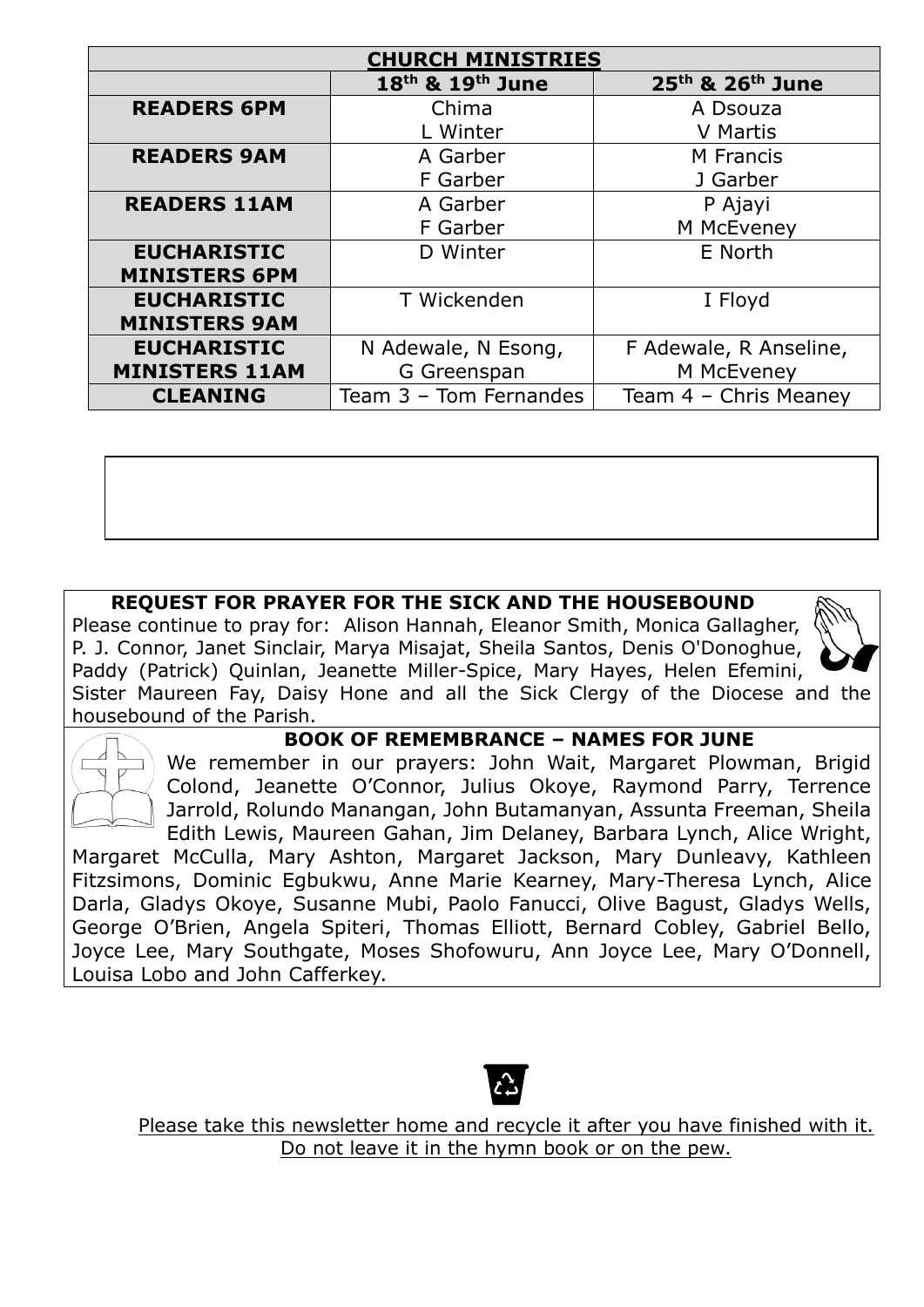| CHURCH MINISTRIES | | |
|---|---|---|
| | 18th & 19th June | 25th & 26th June |
| **READERS 6PM** | Chima<br>L Winter | A Dsouza<br>V Martis |
| **READERS 9AM** | A Garber<br>F Garber | M Francis<br>J Garber |
| **READERS 11AM** | A Garber<br>F Garber | P Ajayi<br>M McEveney |
| **EUCHARISTIC MINISTERS 6PM** | D Winter | E North |
| **EUCHARISTIC MINISTERS 9AM** | T Wickenden | I Floyd |
| **EUCHARISTIC MINISTERS 11AM** | N Adewale, N Esong, G Greenspan | F Adewale, R Anseline, M McEveney |
| **CLEANING** | Team 3 – Tom Fernandes | Team 4 – Chris Meaney |

## REQUEST FOR PRAYER FOR THE SICK AND THE HOUSEBOUND

Please continue to pray for: Alison Hannah, Eleanor Smith, Monica Gallagher, P. J. Connor, Janet Sinclair, Marya Misajat, Sheila Santos, Denis O'Donoghue, Paddy (Patrick) Quinlan, Jeanette Miller-Spice, Mary Hayes, Helen Efemini, Sister Maureen Fay, Daisy Hone and all the Sick Clergy of the Diocese and the housebound of the Parish.

## BOOK OF REMEMBRANCE – NAMES FOR JUNE

We remember in our prayers: John Wait, Margaret Plowman, Brigid Colond, Jeanette O'Connor, Julius Okoye, Raymond Parry, Terrence Jarrold, Rolundo Manangan, John Butamanyan, Assunta Freeman, Sheila Edith Lewis, Maureen Gahan, Jim Delaney, Barbara Lynch, Alice Wright, Margaret McCulla, Mary Ashton, Margaret Jackson, Mary Dunleavy, Kathleen Fitzsimons, Dominic Egbukwu, Anne Marie Kearney, Mary-Theresa Lynch, Alice Darla, Gladys Okoye, Susanne Mubi, Paolo Fanucci, Olive Bagust, Gladys Wells, George O'Brien, Angela Spiteri, Thomas Elliott, Bernard Cobley, Gabriel Bello, Joyce Lee, Mary Southgate, Moses Shofowuru, Ann Joyce Lee, Mary O'Donnell, Louisa Lobo and John Cafferkey.

Please take this newsletter home and recycle it after you have finished with it. Do not leave it in the hymn book or on the pew.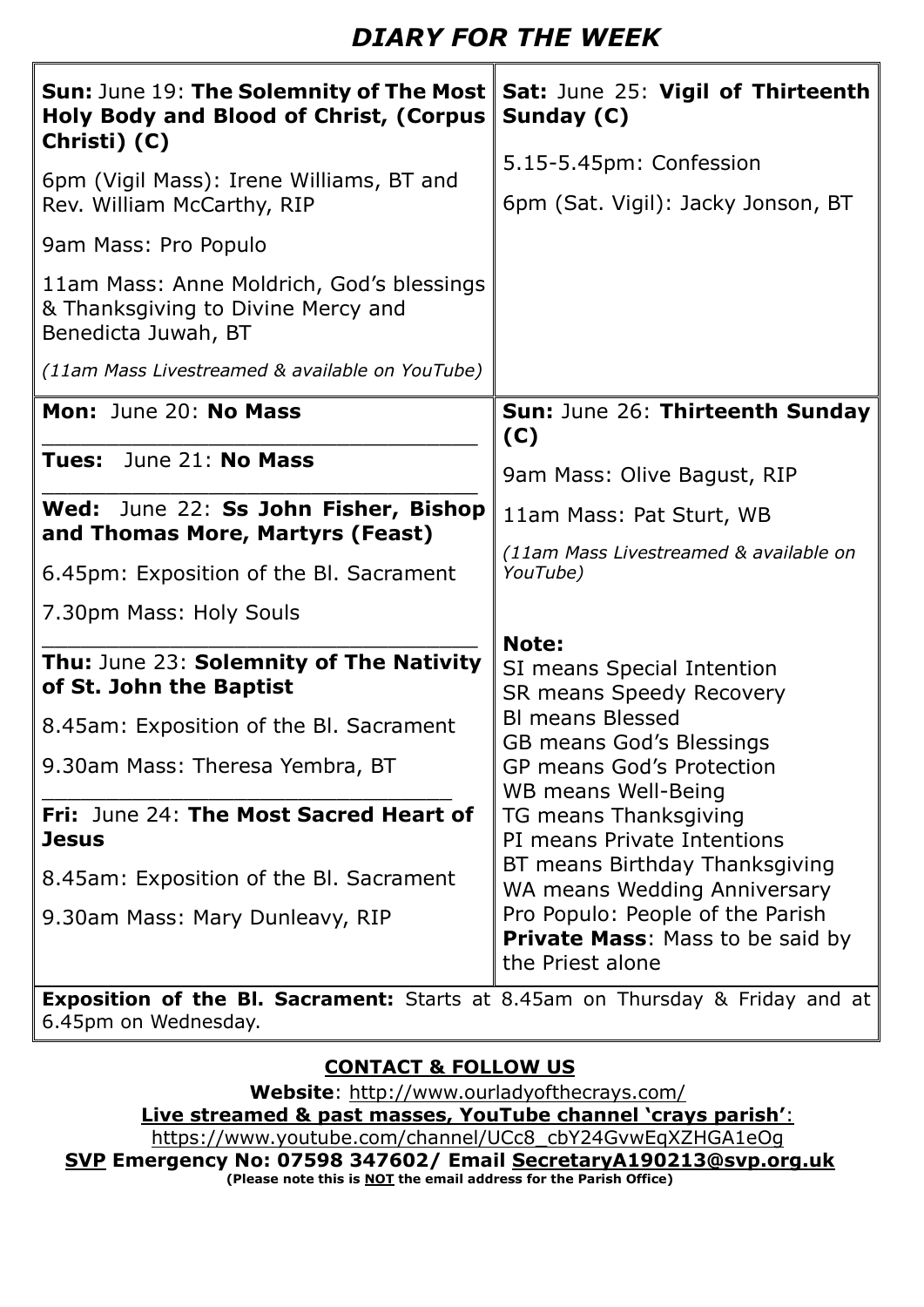# *DIARY FOR THE WEEK*

**Sun:** June 19: **The Solemnity of The Most Holy Body and Blood of Christ, (Corpus Christi) (C)**

6pm (Vigil Mass): Irene Williams, BT and Rev. William McCarthy, RIP

9am Mass: Pro Populo

11am Mass: Anne Moldrich, God's blessings & Thanksgiving to Divine Mercy and Benedicta Juwah, BT

*(11am Mass Livestreamed & available on YouTube)*

**Mon:** June 20: **No Mass**

**Tues:** June 21: **No Mass**

**Wed:** June 22: **Ss John Fisher, Bishop and Thomas More, Martyrs (Feast)**

6.45pm: Exposition of the Bl. Sacrament

7.30pm Mass: Holy Souls

**Thu:** June 23: **Solemnity of The Nativity of St. John the Baptist**

8.45am: Exposition of the Bl. Sacrament

9.30am Mass: Theresa Yembra, BT

**Fri:** June 24: **The Most Sacred Heart of Jesus**

8.45am: Exposition of the Bl. Sacrament

9.30am Mass: Mary Dunleavy, RIP

**Sat:** June 25: **Vigil of Thirteenth Sunday (C)**

5.15-5.45pm: Confession

6pm (Sat. Vigil): Jacky Jonson, BT

**Sun:** June 26: **Thirteenth Sunday (C)**

9am Mass: Olive Bagust, RIP

11am Mass: Pat Sturt, WB

*(11am Mass Livestreamed & available on YouTube)*

**Note:**
SI means Special Intention
SR means Speedy Recovery
Bl means Blessed
GB means God's Blessings
GP means God's Protection
WB means Well-Being
TG means Thanksgiving
PI means Private Intentions
BT means Birthday Thanksgiving
WA means Wedding Anniversary
Pro Populo: People of the Parish
**Private Mass**: Mass to be said by the Priest alone

**Exposition of the Bl. Sacrament:** Starts at 8.45am on Thursday & Friday and at 6.45pm on Wednesday.

## CONTACT & FOLLOW US

**Website**: http://www.ourladyofthecrays.com/

**Live streamed & past masses, YouTube channel 'crays parish'**:
https://www.youtube.com/channel/UCc8_cbY24GvwEqXZHGA1eOg

**SVP Emergency No: 07598 347602/ Email SecretaryA190213@svp.org.uk**

**(Please note this is NOT the email address for the Parish Office)**